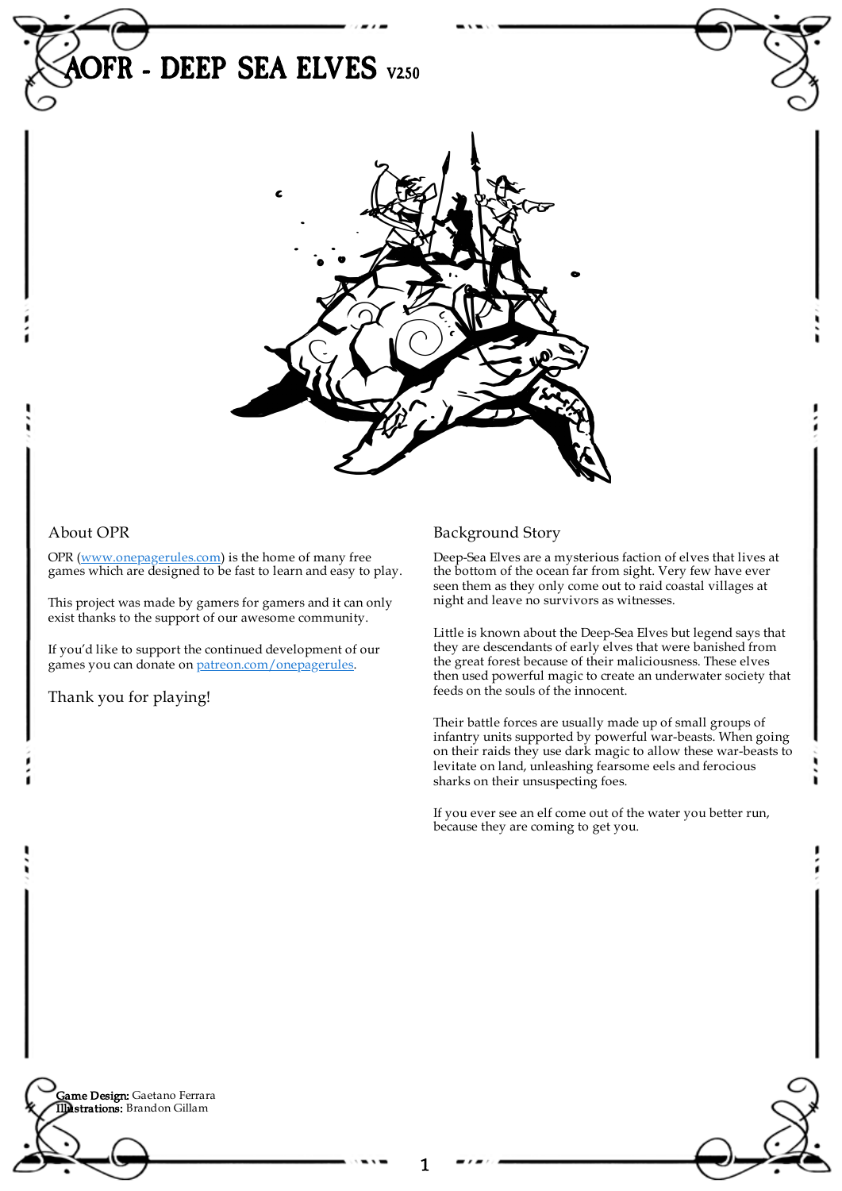# AOFR - DEEP SEA ELVES V2.50

## About OPR

OPR (www.onepagerules.com) is the home of many free games which are designed to be fast to learn and easy to play.

This project was made by gamers for gamers and it can only exist thanks to the support of our awesome community.

If you'd like to support the continued development of our games you can donate on patreon.com/onepagerules.

Thank you for playing!

## Background Story

Deep-Sea Elves are a mysterious faction of elves that lives at the bottom of the ocean far from sight. Very few have ever seen them as they only come out to raid coastal villages at night and leave no survivors as witnesses.

Little is known about the Deep-Sea Elves but legend says that they are descendants of early elves that were banished from the great forest because of their maliciousness. These elves then used powerful magic to create an underwater society that feeds on the souls of the innocent.

Their battle forces are usually made up of small groups of infantry units supported by powerful war-beasts. When going on their raids they use dark magic to allow these war-beasts to levitate on land, unleashing fearsome eels and ferocious sharks on their unsuspecting foes.

If you ever see an elf come out of the water you better run, because they are coming to get you.

**Game Design:** Gaetano Ferrara
**Illustrations:** Brandon Gillam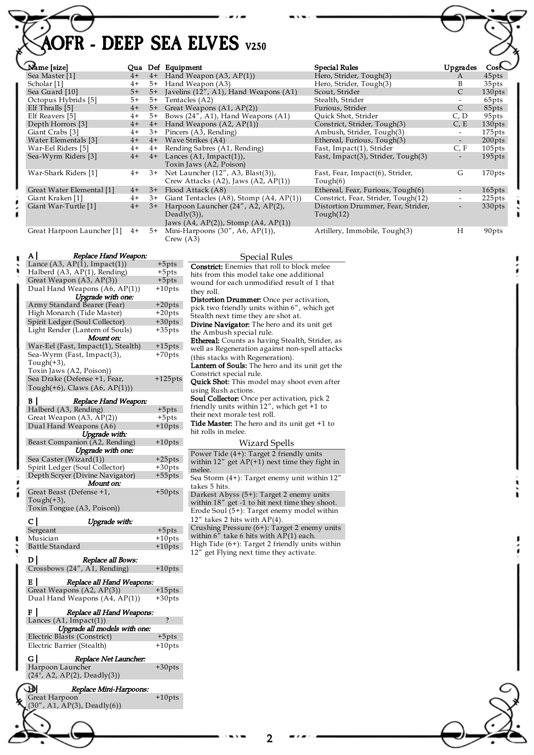# AOFR - DEEP SEA ELVES V2.50

| Name [size] | Qua | Def | Equipment | Special Rules | Upgrades | Cost |
|---|---|---|---|---|---|---|
| Sea Master [1] | 4+ | 4+ | Hand Weapon (A3, AP(1)) | Hero, Strider, Tough(3) | A | 45pts |
| Scholar [1] | 4+ | 5+ | Hand Weapon (A3) | Hero, Strider, Tough(3) | B | 35pts |
| Sea Guard [10] | 5+ | 5+ | Javelins (12”, A1), Hand Weapons (A1) | Scout, Strider | C | 130pts |
| Octopus Hybrids [5] | 5+ | 5+ | Tentacles (A2) | Stealth, Strider | - | 65pts |
| Elf Thralls [5] | 4+ | 5+ | Great Weapons (A1, AP(2)) | Furious, Strider | C | 85pts |
| Elf Reavers [5] | 4+ | 5+ | Bows (24”, A1), Hand Weapons (A1) | Quick Shot, Strider | C, D | 95pts |
| Depth Horrors [3] | 4+ | 4+ | Hand Weapons (A2, AP(1)) | Constrict, Strider, Tough(3) | C, E | 130pts |
| Giant Crabs [3] | 4+ | 3+ | Pincers (A3, Rending) | Ambush, Strider, Tough(3) | - | 175pts |
| Water Elementals [3] | 4+ | 4+ | Wave Strikes (A4) | Ethereal, Furious, Tough(3) | - | 200pts |
| War-Eel Riders [5] | 4+ | 4+ | Rending Sabres (A1, Rending) | Fast, Impact(1), Strider | C, F | 105pts |
| Sea-Wyrm Riders [3] | 4+ | 4+ | Lances (A1, Impact(1)), Toxin Jaws (A2, Poison) | Fast, Impact(3), Strider, Tough(3) | - | 195pts |
| War-Shark Riders [1] | 4+ | 3+ | Net Launcher (12”, A3, Blast(3)), Crew Attacks (A2), Jaws (A2, AP(1)) | Fast, Fear, Impact(6), Strider, Tough(6) | G | 170pts |
| Great Water Elemental [1] | 4+ | 3+ | Flood Attack (A8) | Ethereal, Fear, Furious, Tough(6) | - | 165pts |
| Giant Kraken [1] | 4+ | 3+ | Giant Tentacles (A8), Stomp (A4, AP(1)) | Constrict, Fear, Strider, Tough(12) | - | 225pts |
| Giant War-Turtle [1] | 4+ | 3+ | Harpoon Launcher (24”, A2, AP(2), Deadly(3)), Jaws (A4, AP(2)), Stomp (A4, AP(1)) | Distortion Drummer, Fear, Strider, Tough(12) | - | 330pts |
| Great Harpoon Launcher [1] | 4+ | 5+ | Mini-Harpoons (30”, A6, AP(1)), Crew (A3) | Artillery, Immobile, Tough(3) | H | 90pts |

| A | *Replace Hand Weapon:* | |
|---|---|---|
| Lance (A3, AP(1), Impact(1)) | +5pts |
| Halberd (A3, AP(1), Rending) | +5pts |
| Great Weapon (A3, AP(3)) | +5pts |
| Dual Hand Weapons (A6, AP(1)) | +10pts |
| *Upgrade with one:* | |
| Army Standard Bearer (Fear) | +20pts |
| High Monarch (Tide Master) | +20pts |
| Spirit Ledger (Soul Collector) | +30pts |
| Light Render (Lantern of Souls) | +35pts |
| *Mount on:* | |
| War-Eel (Fast, Impact(1), Stealth) | +15pts |
| Sea-Wyrm (Fast, Impact(3), Tough(+3), Toxin Jaws (A2, Poison)) | +70pts |
| Sea Drake (Defense +1, Fear, Tough(+6), Claws (A6, AP(1))) | +125pts |

| B | *Replace Hand Weapon:* |
|---|---|
| Halberd (A3, Rending) | +5pts |
| Great Weapon (A3, AP(2)) | +5pts |
| Dual Hand Weapons (A6) | +10pts |
| *Upgrade with:* | |
| Beast Companion (A2, Rending) | +10pts |
| *Upgrade with one:* | |
| Sea Caster (Wizard(1)) | +25pts |
| Spirit Ledger (Soul Collector) | +30pts |
| Depth Scryer (Divine Navigator) | +55pts |
| *Mount on:* | |
| Great Beast (Defense +1, Tough(+3), Toxin Tongue (A3, Poison)) | +50pts |

| C | *Upgrade with:* |
|---|---|
| Sergeant | +5pts |
| Musician | +10pts |
| Battle Standard | +10pts |

| D | *Replace all Bows:* |
|---|---|
| Crossbows (24”, A1, Rending) | +10pts |

| E | *Replace all Hand Weapons:* |
|---|---|
| Great Weapons (A2, AP(3)) | +15pts |
| Dual Hand Weapons (A4, AP(1)) | +30pts |

| F | *Replace all Hand Weapons:* |
|---|---|
| Lances (A1, Impact(1)) | ? |
| *Upgrade all models with one:* | |
| Electric Blasts (Constrict) | +5pts |
| Electric Barrier (Stealth) | +10pts |

| G | *Replace Net Launcher:* |
|---|---|
| Harpoon Launcher (24", A2, AP(2), Deadly(3)) | +30pts |

| H | *Replace Mini-Harpoons:* |
|---|---|
| Great Harpoon (30”, A1, AP(3), Deadly(6)) | +10pts |

## Special Rules

**Constrict:** Enemies that roll to block melee hits from this model take one additional wound for each unmodified result of 1 that they roll.

**Distortion Drummer:** Once per activation, pick two friendly units within 6”, which get Stealth next time they are shot at.

**Divine Navigator:** The hero and its unit get the Ambush special rule.

**Ethereal:** Counts as having Stealth, Strider, as well as Regeneration against non-spell attacks (this stacks with Regeneration).

**Lantern of Souls:** The hero and its unit get the Constrict special rule.

**Quick Shot:** This model may shoot even after using Rush actions.

**Soul Collector:** Once per activation, pick 2 friendly units within 12”, which get +1 to their next morale test roll.

**Tide Master:** The hero and its unit get +1 to hit rolls in melee.

## Wizard Spells

Power Tide (4+): Target 2 friendly units within 12” get AP(+1) next time they fight in melee.

Sea Storm (4+): Target enemy unit within 12” takes 5 hits.

Darkest Abyss (5+): Target 2 enemy units within 18” get -1 to hit next time they shoot.

Erode Soul (5+): Target enemy model within 12” takes 2 hits with AP(4).

Crushing Pressure (6+): Target 2 enemy units within 6” take 6 hits with AP(1) each.

High Tide (6+): Target 2 friendly units within 12” get Flying next time they activate.